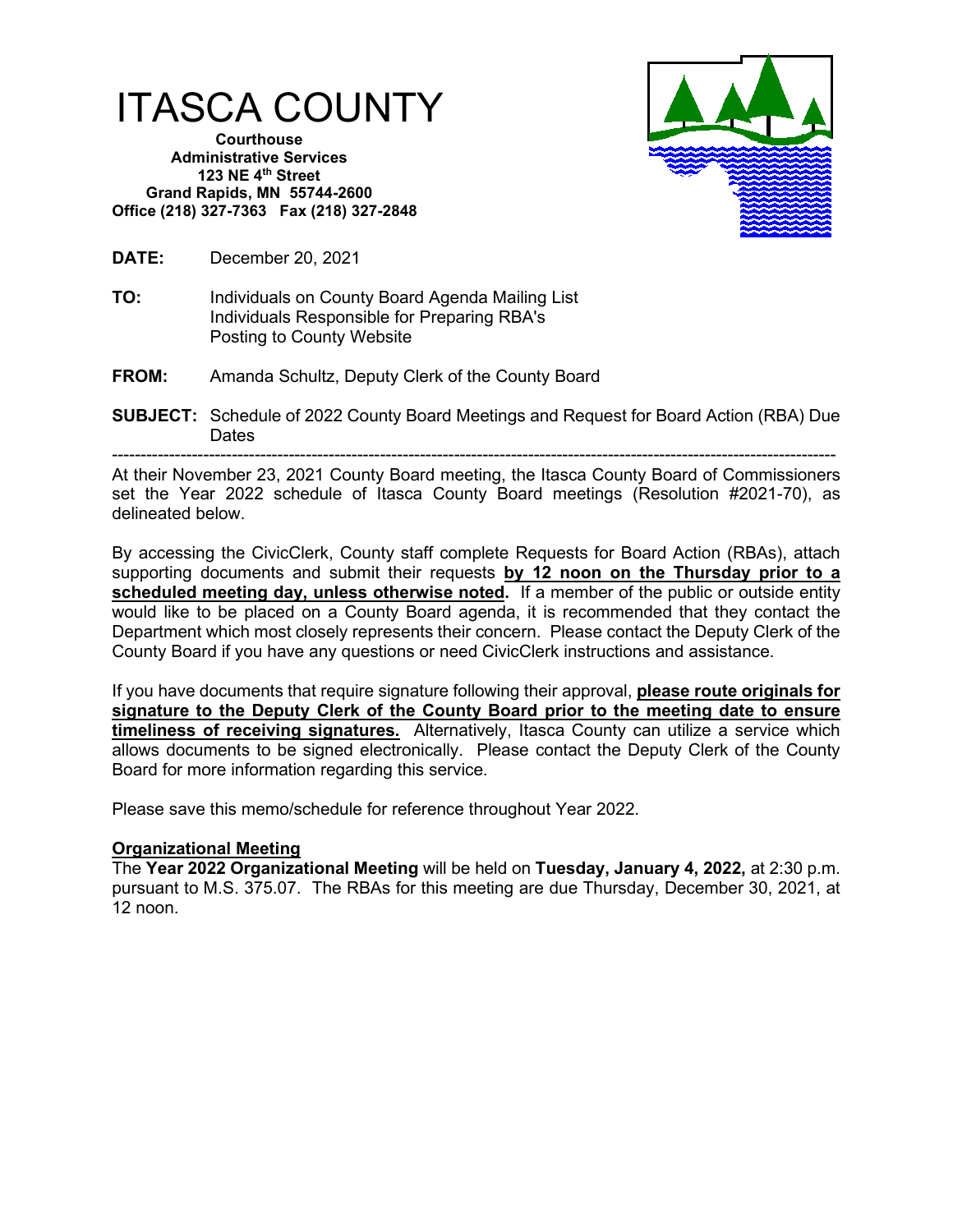# ITASCA COUNTY

**Courthouse**
**Administrative Services**
**123 NE 4th Street**
**Grand Rapids, MN 55744-2600**
**Office (218) 327-7363 Fax (218) 327-2848**

**DATE:** December 20, 2021

**TO:** Individuals on County Board Agenda Mailing List
Individuals Responsible for Preparing RBA's
Posting to County Website

**FROM:** Amanda Schultz, Deputy Clerk of the County Board

**SUBJECT:** Schedule of 2022 County Board Meetings and Request for Board Action (RBA) Due Dates

---

At their November 23, 2021 County Board meeting, the Itasca County Board of Commissioners set the Year 2022 schedule of Itasca County Board meetings (Resolution #2021-70), as delineated below.

By accessing the CivicClerk, County staff complete Requests for Board Action (RBAs), attach supporting documents and submit their requests **by 12 noon on the Thursday prior to a scheduled meeting day, unless otherwise noted.** If a member of the public or outside entity would like to be placed on a County Board agenda, it is recommended that they contact the Department which most closely represents their concern. Please contact the Deputy Clerk of the County Board if you have any questions or need CivicClerk instructions and assistance.

If you have documents that require signature following their approval, **please route originals for signature to the Deputy Clerk of the County Board prior to the meeting date to ensure timeliness of receiving signatures.** Alternatively, Itasca County can utilize a service which allows documents to be signed electronically. Please contact the Deputy Clerk of the County Board for more information regarding this service.

Please save this memo/schedule for reference throughout Year 2022.

**Organizational Meeting**

The **Year 2022 Organizational Meeting** will be held on **Tuesday, January 4, 2022,** at 2:30 p.m. pursuant to M.S. 375.07. The RBAs for this meeting are due Thursday, December 30, 2021, at 12 noon.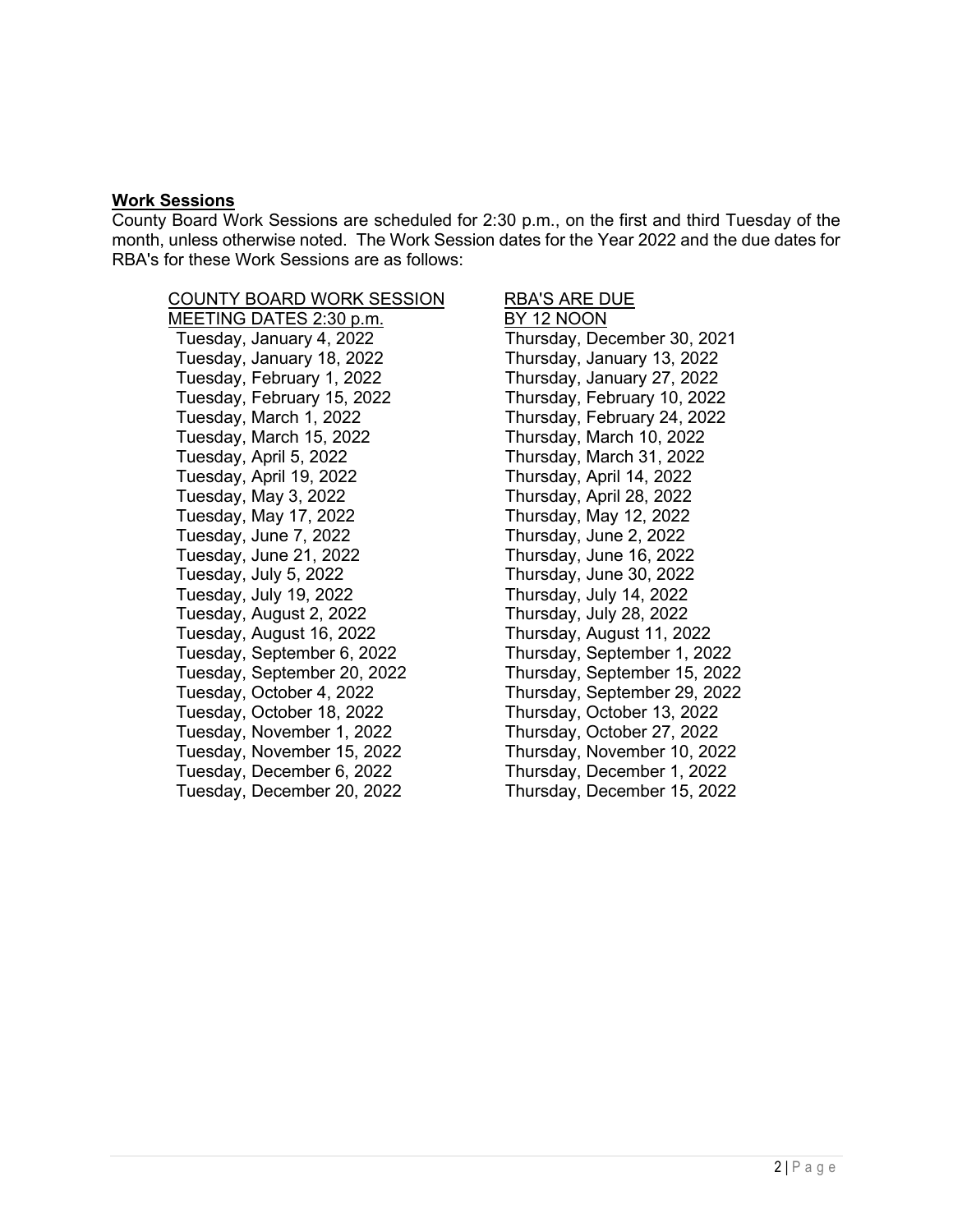**Work Sessions**

County Board Work Sessions are scheduled for 2:30 p.m., on the first and third Tuesday of the month, unless otherwise noted. The Work Session dates for the Year 2022 and the due dates for RBA's for these Work Sessions are as follows:

| COUNTY BOARD WORK SESSION MEETING DATES 2:30 p.m. | RBA'S ARE DUE BY 12 NOON |
|---|---|
| Tuesday, January 4, 2022 | Thursday, December 30, 2021 |
| Tuesday, January 18, 2022 | Thursday, January 13, 2022 |
| Tuesday, February 1, 2022 | Thursday, January 27, 2022 |
| Tuesday, February 15, 2022 | Thursday, February 10, 2022 |
| Tuesday, March 1, 2022 | Thursday, February 24, 2022 |
| Tuesday, March 15, 2022 | Thursday, March 10, 2022 |
| Tuesday, April 5, 2022 | Thursday, March 31, 2022 |
| Tuesday, April 19, 2022 | Thursday, April 14, 2022 |
| Tuesday, May 3, 2022 | Thursday, April 28, 2022 |
| Tuesday, May 17, 2022 | Thursday, May 12, 2022 |
| Tuesday, June 7, 2022 | Thursday, June 2, 2022 |
| Tuesday, June 21, 2022 | Thursday, June 16, 2022 |
| Tuesday, July 5, 2022 | Thursday, June 30, 2022 |
| Tuesday, July 19, 2022 | Thursday, July 14, 2022 |
| Tuesday, August 2, 2022 | Thursday, July 28, 2022 |
| Tuesday, August 16, 2022 | Thursday, August 11, 2022 |
| Tuesday, September 6, 2022 | Thursday, September 1, 2022 |
| Tuesday, September 20, 2022 | Thursday, September 15, 2022 |
| Tuesday, October 4, 2022 | Thursday, September 29, 2022 |
| Tuesday, October 18, 2022 | Thursday, October 13, 2022 |
| Tuesday, November 1, 2022 | Thursday, October 27, 2022 |
| Tuesday, November 15, 2022 | Thursday, November 10, 2022 |
| Tuesday, December 6, 2022 | Thursday, December 1, 2022 |
| Tuesday, December 20, 2022 | Thursday, December 15, 2022 |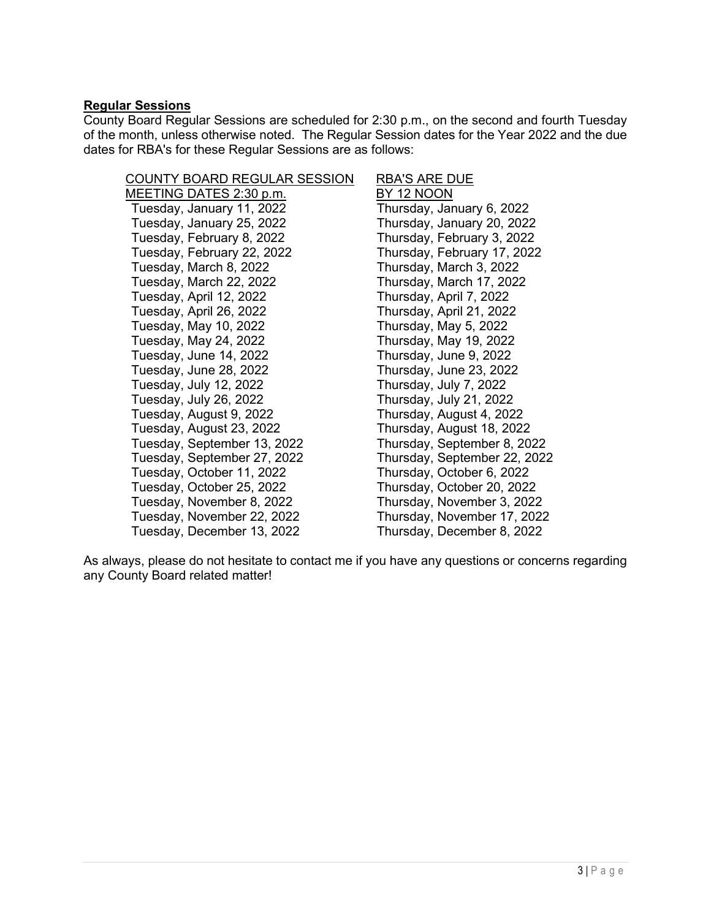**Regular Sessions**

County Board Regular Sessions are scheduled for 2:30 p.m., on the second and fourth Tuesday of the month, unless otherwise noted. The Regular Session dates for the Year 2022 and the due dates for RBA's for these Regular Sessions are as follows:

| COUNTY BOARD REGULAR SESSION MEETING DATES 2:30 p.m. | RBA'S ARE DUE BY 12 NOON |
| --- | --- |
| Tuesday, January 11, 2022 | Thursday, January 6, 2022 |
| Tuesday, January 25, 2022 | Thursday, January 20, 2022 |
| Tuesday, February 8, 2022 | Thursday, February 3, 2022 |
| Tuesday, February 22, 2022 | Thursday, February 17, 2022 |
| Tuesday, March 8, 2022 | Thursday, March 3, 2022 |
| Tuesday, March 22, 2022 | Thursday, March 17, 2022 |
| Tuesday, April 12, 2022 | Thursday, April 7, 2022 |
| Tuesday, April 26, 2022 | Thursday, April 21, 2022 |
| Tuesday, May 10, 2022 | Thursday, May 5, 2022 |
| Tuesday, May 24, 2022 | Thursday, May 19, 2022 |
| Tuesday, June 14, 2022 | Thursday, June 9, 2022 |
| Tuesday, June 28, 2022 | Thursday, June 23, 2022 |
| Tuesday, July 12, 2022 | Thursday, July 7, 2022 |
| Tuesday, July 26, 2022 | Thursday, July 21, 2022 |
| Tuesday, August 9, 2022 | Thursday, August 4, 2022 |
| Tuesday, August 23, 2022 | Thursday, August 18, 2022 |
| Tuesday, September 13, 2022 | Thursday, September 8, 2022 |
| Tuesday, September 27, 2022 | Thursday, September 22, 2022 |
| Tuesday, October 11, 2022 | Thursday, October 6, 2022 |
| Tuesday, October 25, 2022 | Thursday, October 20, 2022 |
| Tuesday, November 8, 2022 | Thursday, November 3, 2022 |
| Tuesday, November 22, 2022 | Thursday, November 17, 2022 |
| Tuesday, December 13, 2022 | Thursday, December 8, 2022 |

As always, please do not hesitate to contact me if you have any questions or concerns regarding any County Board related matter!